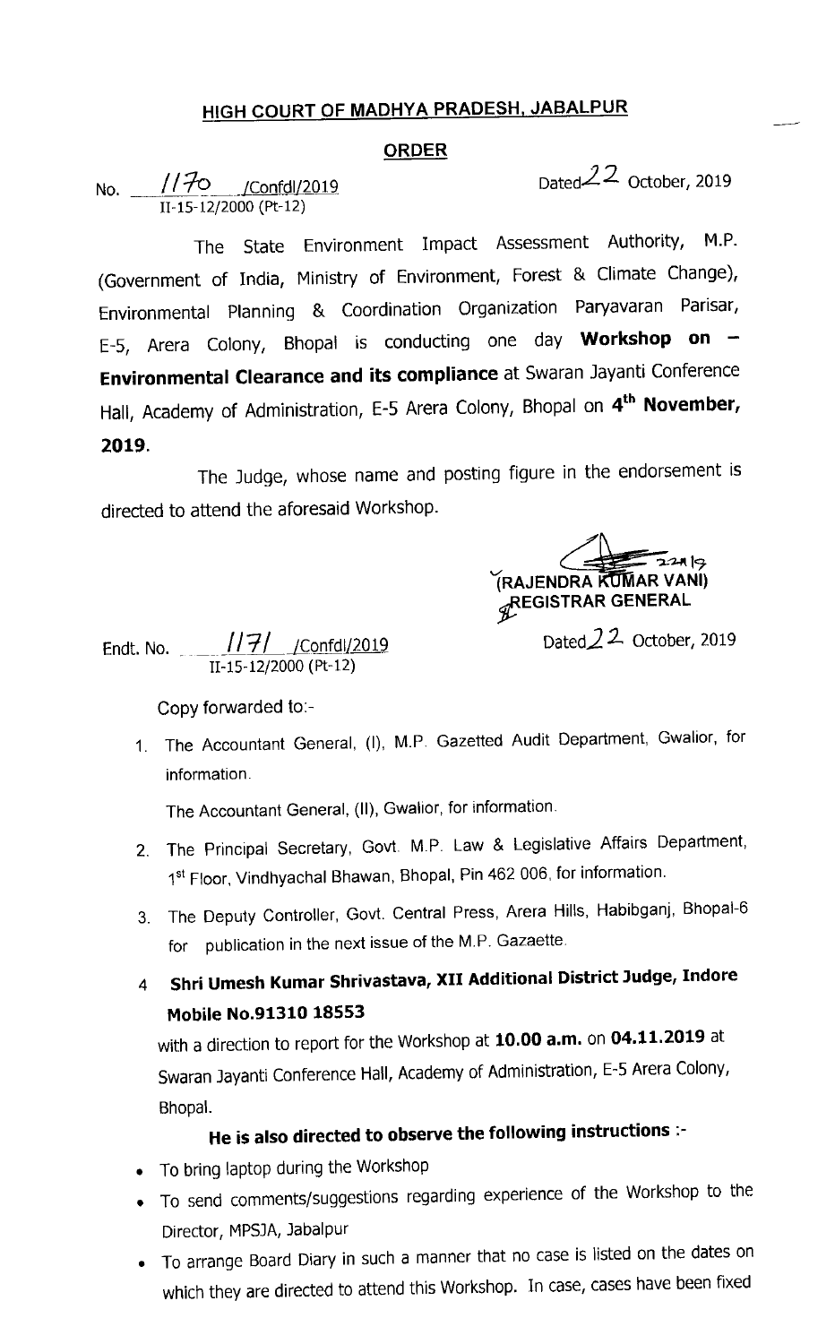# HIGH COURT OF MADHYA PRADESH, JABALPUR

## ORDER

No. 1170 /Confdl/2019
II-15-12/2000 (Pt-12)

Dated 22 October, 2019

The State Environment Impact Assessment Authority, M.P. (Government of India, Ministry of Environment, Forest & Climate Change), Environmental Planning & Coordination Organization Paryavaran Parisar, E-5, Arera Colony, Bhopal is conducting one day **Workshop on – Environmental Clearance and its compliance** at Swaran Jayanti Conference Hall, Academy of Administration, E-5 Arera Colony, Bhopal on **4th November, 2019**.

The Judge, whose name and posting figure in the endorsement is directed to attend the aforesaid Workshop.

(RAJENDRA KUMAR VANI)
REGISTRAR GENERAL

Endt. No. 1171 /Confdl/2019
II-15-12/2000 (Pt-12)

Dated 22 October, 2019

Copy forwarded to:-

1. The Accountant General, (I), M.P. Gazetted Audit Department, Gwalior, for information.

   The Accountant General, (II), Gwalior, for information.

2. The Principal Secretary, Govt. M.P. Law & Legislative Affairs Department, 1st Floor, Vindhyachal Bhawan, Bhopal, Pin 462 006, for information.

3. The Deputy Controller, Govt. Central Press, Arera Hills, Habibganj, Bhopal-6 for publication in the next issue of the M.P. Gazaette.

4. **Shri Umesh Kumar Shrivastava, XII Additional District Judge, Indore Mobile No.91310 18553**

   with a direction to report for the Workshop at **10.00 a.m.** on **04.11.2019** at Swaran Jayanti Conference Hall, Academy of Administration, E-5 Arera Colony, Bhopal.

### He is also directed to observe the following instructions :-

- To bring laptop during the Workshop
- To send comments/suggestions regarding experience of the Workshop to the Director, MPSJA, Jabalpur
- To arrange Board Diary in such a manner that no case is listed on the dates on which they are directed to attend this Workshop. In case, cases have been fixed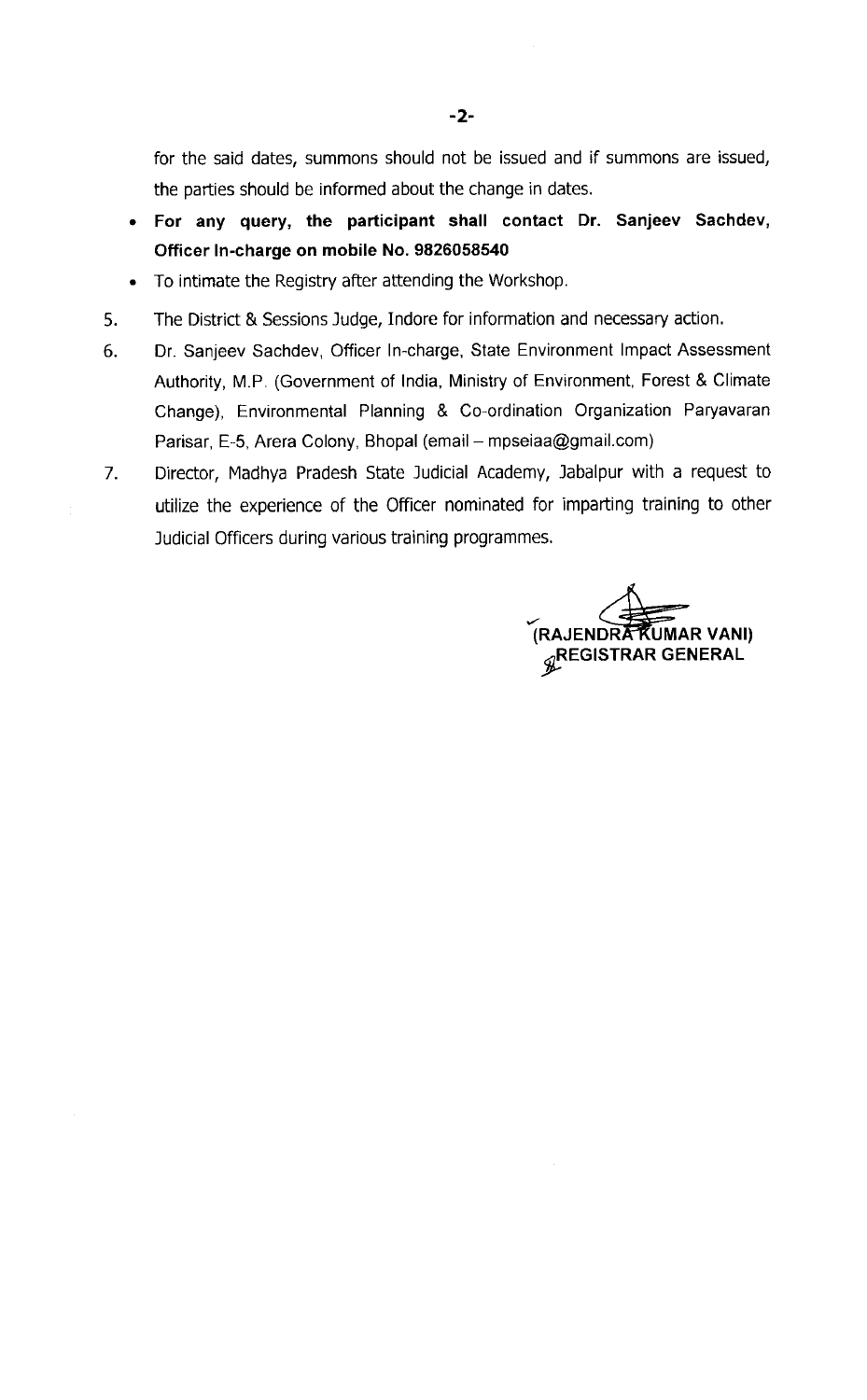for the said dates, summons should not be issued and if summons are issued, the parties should be informed about the change in dates.

- **For any query, the participant shall contact Dr. Sanjeev Sachdev, Officer In-charge on mobile No. 9826058540**
- To intimate the Registry after attending the Workshop.

5. The District & Sessions Judge, Indore for information and necessary action.
6. Dr. Sanjeev Sachdev, Officer In-charge, State Environment Impact Assessment Authority, M.P. (Government of India, Ministry of Environment, Forest & Climate Change), Environmental Planning & Co-ordination Organization Paryavaran Parisar, E-5, Arera Colony, Bhopal (email – mpseiaa@gmail.com)
7. Director, Madhya Pradesh State Judicial Academy, Jabalpur with a request to utilize the experience of the Officer nominated for imparting training to other Judicial Officers during various training programmes.

**(RAJENDRA KUMAR VANI)**
**REGISTRAR GENERAL**